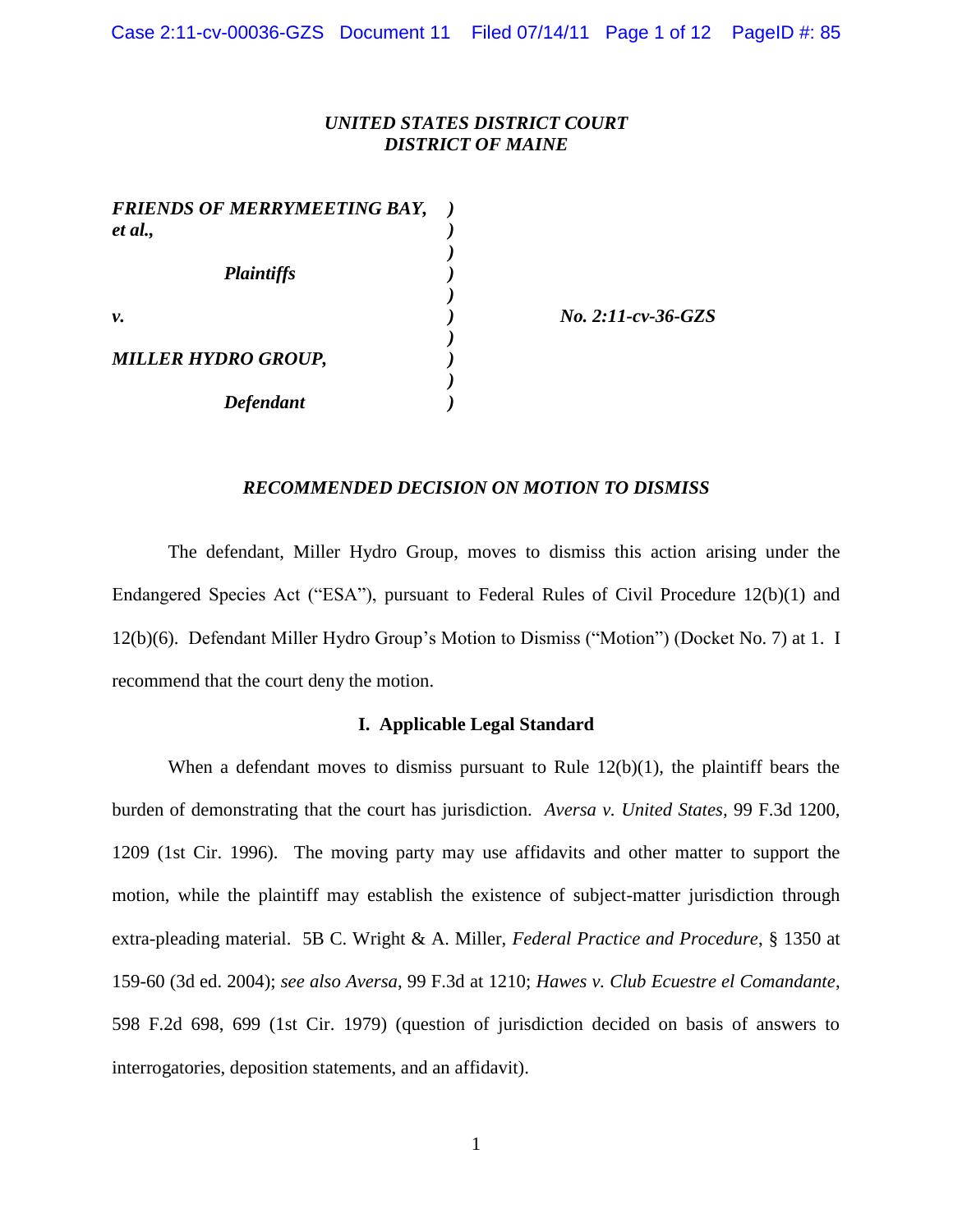*UNITED STATES DISTRICT COURT*
*DISTRICT OF MAINE*

| | | |
|---|---|---|
| ***FRIENDS OF MERRYMEETING BAY, et al.,*** | ) | |
| ***Plaintiffs*** | ) | |
| ***v.*** | ) | ***No. 2:11-cv-36-GZS*** |
| ***MILLER HYDRO GROUP,*** | ) | |
| ***Defendant*** | ) | |

***RECOMMENDED DECISION ON MOTION TO DISMISS***

The defendant, Miller Hydro Group, moves to dismiss this action arising under the Endangered Species Act ("ESA"), pursuant to Federal Rules of Civil Procedure 12(b)(1) and 12(b)(6). Defendant Miller Hydro Group's Motion to Dismiss ("Motion") (Docket No. 7) at 1. I recommend that the court deny the motion.

**I. Applicable Legal Standard**

When a defendant moves to dismiss pursuant to Rule 12(b)(1), the plaintiff bears the burden of demonstrating that the court has jurisdiction. *Aversa v. United States*, 99 F.3d 1200, 1209 (1st Cir. 1996). The moving party may use affidavits and other matter to support the motion, while the plaintiff may establish the existence of subject-matter jurisdiction through extra-pleading material. 5B C. Wright & A. Miller, *Federal Practice and Procedure*, § 1350 at 159-60 (3d ed. 2004); *see also Aversa*, 99 F.3d at 1210; *Hawes v. Club Ecuestre el Comandante*, 598 F.2d 698, 699 (1st Cir. 1979) (question of jurisdiction decided on basis of answers to interrogatories, deposition statements, and an affidavit).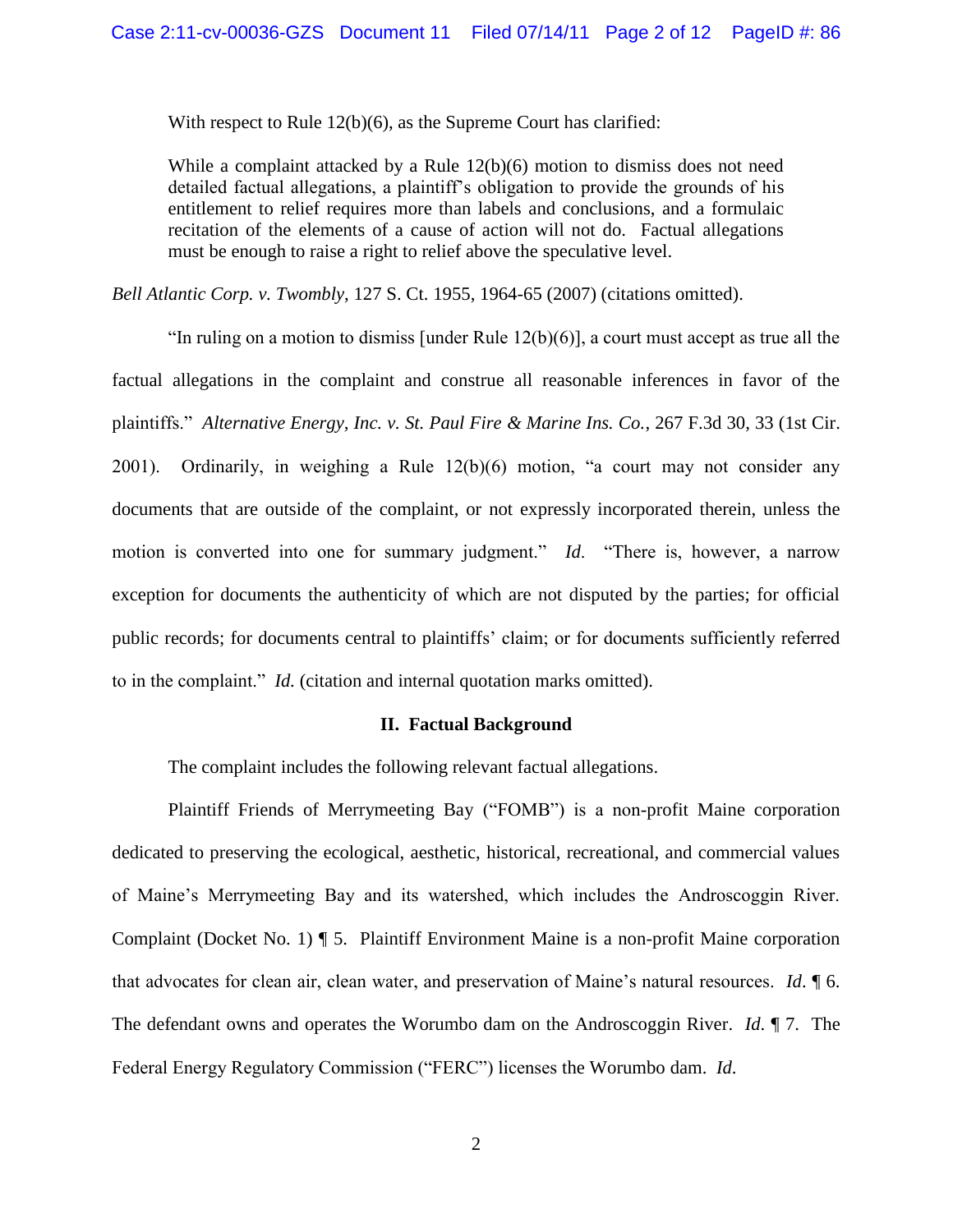With respect to Rule 12(b)(6), as the Supreme Court has clarified:

> While a complaint attacked by a Rule 12(b)(6) motion to dismiss does not need detailed factual allegations, a plaintiff's obligation to provide the grounds of his entitlement to relief requires more than labels and conclusions, and a formulaic recitation of the elements of a cause of action will not do. Factual allegations must be enough to raise a right to relief above the speculative level.

*Bell Atlantic Corp. v. Twombly*, 127 S. Ct. 1955, 1964-65 (2007) (citations omitted).

"In ruling on a motion to dismiss [under Rule 12(b)(6)], a court must accept as true all the factual allegations in the complaint and construe all reasonable inferences in favor of the plaintiffs." *Alternative Energy, Inc. v. St. Paul Fire & Marine Ins. Co.*, 267 F.3d 30, 33 (1st Cir. 2001). Ordinarily, in weighing a Rule 12(b)(6) motion, "a court may not consider any documents that are outside of the complaint, or not expressly incorporated therein, unless the motion is converted into one for summary judgment." *Id.* "There is, however, a narrow exception for documents the authenticity of which are not disputed by the parties; for official public records; for documents central to plaintiffs' claim; or for documents sufficiently referred to in the complaint." *Id.* (citation and internal quotation marks omitted).

## II. Factual Background

The complaint includes the following relevant factual allegations.

Plaintiff Friends of Merrymeeting Bay ("FOMB") is a non-profit Maine corporation dedicated to preserving the ecological, aesthetic, historical, recreational, and commercial values of Maine's Merrymeeting Bay and its watershed, which includes the Androscoggin River. Complaint (Docket No. 1) ¶ 5. Plaintiff Environment Maine is a non-profit Maine corporation that advocates for clean air, clean water, and preservation of Maine's natural resources. *Id*. ¶ 6. The defendant owns and operates the Worumbo dam on the Androscoggin River. *Id.* ¶ 7. The Federal Energy Regulatory Commission ("FERC") licenses the Worumbo dam. *Id.*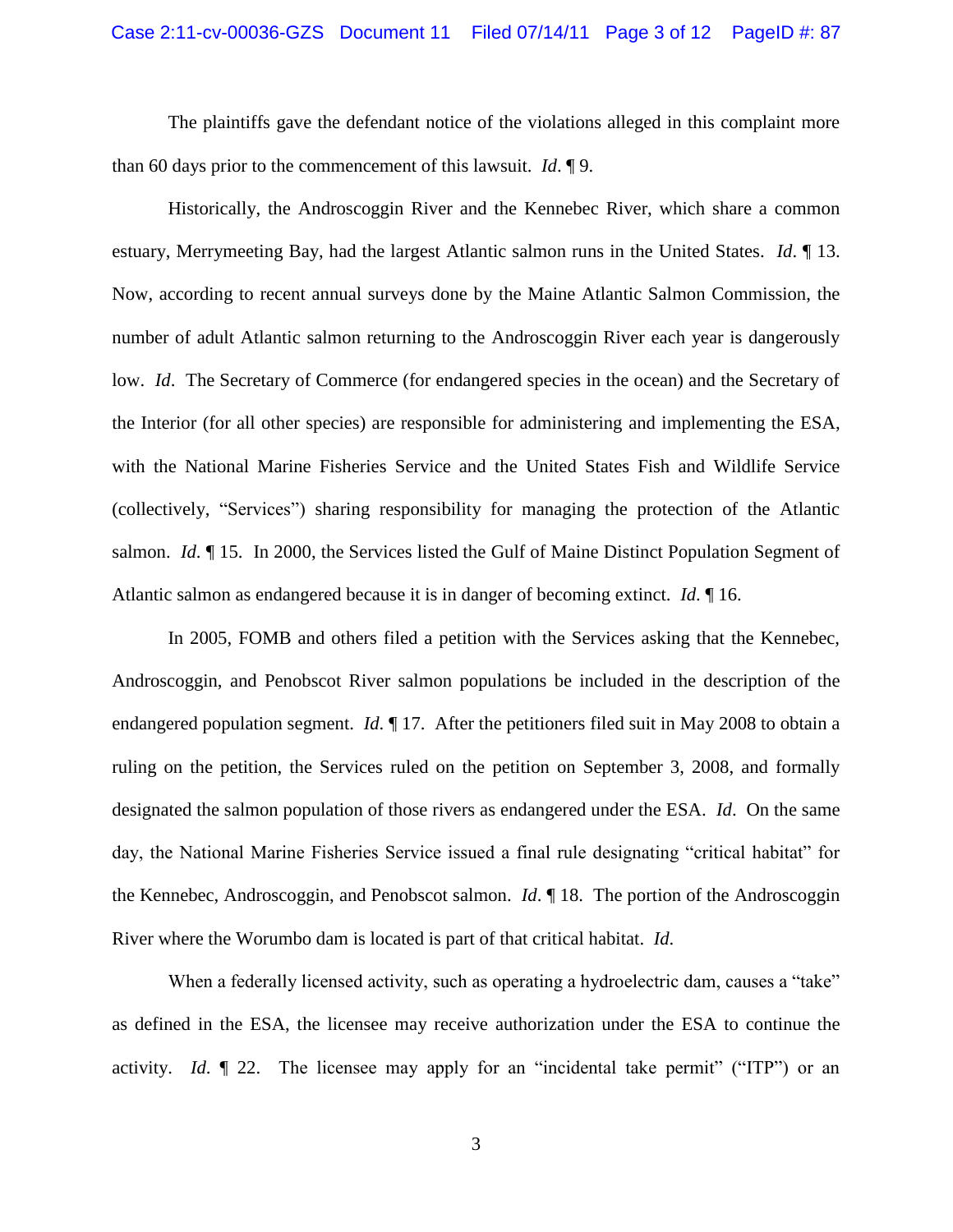The plaintiffs gave the defendant notice of the violations alleged in this complaint more than 60 days prior to the commencement of this lawsuit. *Id*. ¶ 9.

Historically, the Androscoggin River and the Kennebec River, which share a common estuary, Merrymeeting Bay, had the largest Atlantic salmon runs in the United States. *Id*. ¶ 13. Now, according to recent annual surveys done by the Maine Atlantic Salmon Commission, the number of adult Atlantic salmon returning to the Androscoggin River each year is dangerously low. *Id*. The Secretary of Commerce (for endangered species in the ocean) and the Secretary of the Interior (for all other species) are responsible for administering and implementing the ESA, with the National Marine Fisheries Service and the United States Fish and Wildlife Service (collectively, "Services") sharing responsibility for managing the protection of the Atlantic salmon. *Id*. ¶ 15. In 2000, the Services listed the Gulf of Maine Distinct Population Segment of Atlantic salmon as endangered because it is in danger of becoming extinct. *Id*. ¶ 16.

In 2005, FOMB and others filed a petition with the Services asking that the Kennebec, Androscoggin, and Penobscot River salmon populations be included in the description of the endangered population segment. *Id*. ¶ 17. After the petitioners filed suit in May 2008 to obtain a ruling on the petition, the Services ruled on the petition on September 3, 2008, and formally designated the salmon population of those rivers as endangered under the ESA. *Id*. On the same day, the National Marine Fisheries Service issued a final rule designating "critical habitat" for the Kennebec, Androscoggin, and Penobscot salmon. *Id*. ¶ 18. The portion of the Androscoggin River where the Worumbo dam is located is part of that critical habitat. *Id.*

When a federally licensed activity, such as operating a hydroelectric dam, causes a "take" as defined in the ESA, the licensee may receive authorization under the ESA to continue the activity. *Id.* ¶ 22. The licensee may apply for an "incidental take permit" ("ITP") or an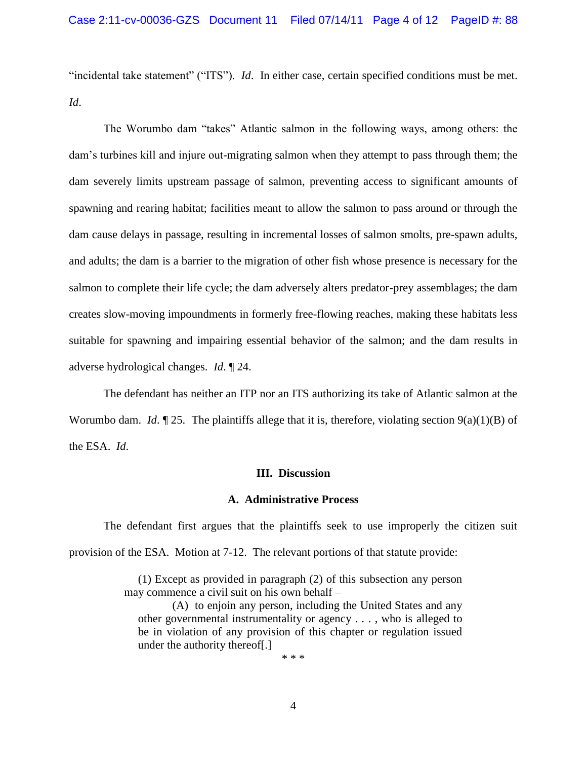"incidental take statement" ("ITS"). *Id*. In either case, certain specified conditions must be met. *Id*.

The Worumbo dam "takes" Atlantic salmon in the following ways, among others: the dam's turbines kill and injure out-migrating salmon when they attempt to pass through them; the dam severely limits upstream passage of salmon, preventing access to significant amounts of spawning and rearing habitat; facilities meant to allow the salmon to pass around or through the dam cause delays in passage, resulting in incremental losses of salmon smolts, pre-spawn adults, and adults; the dam is a barrier to the migration of other fish whose presence is necessary for the salmon to complete their life cycle; the dam adversely alters predator-prey assemblages; the dam creates slow-moving impoundments in formerly free-flowing reaches, making these habitats less suitable for spawning and impairing essential behavior of the salmon; and the dam results in adverse hydrological changes. *Id*. ¶ 24.

The defendant has neither an ITP nor an ITS authorizing its take of Atlantic salmon at the Worumbo dam. *Id*. ¶ 25. The plaintiffs allege that it is, therefore, violating section 9(a)(1)(B) of the ESA. *Id*.

### III. Discussion

### A. Administrative Process

The defendant first argues that the plaintiffs seek to use improperly the citizen suit provision of the ESA. Motion at 7-12. The relevant portions of that statute provide:

> (1) Except as provided in paragraph (2) of this subsection any person may commence a civil suit on his own behalf –
>
> (A) to enjoin any person, including the United States and any other governmental instrumentality or agency . . . , who is alleged to be in violation of any provision of this chapter or regulation issued under the authority thereof[.]
>
> * * *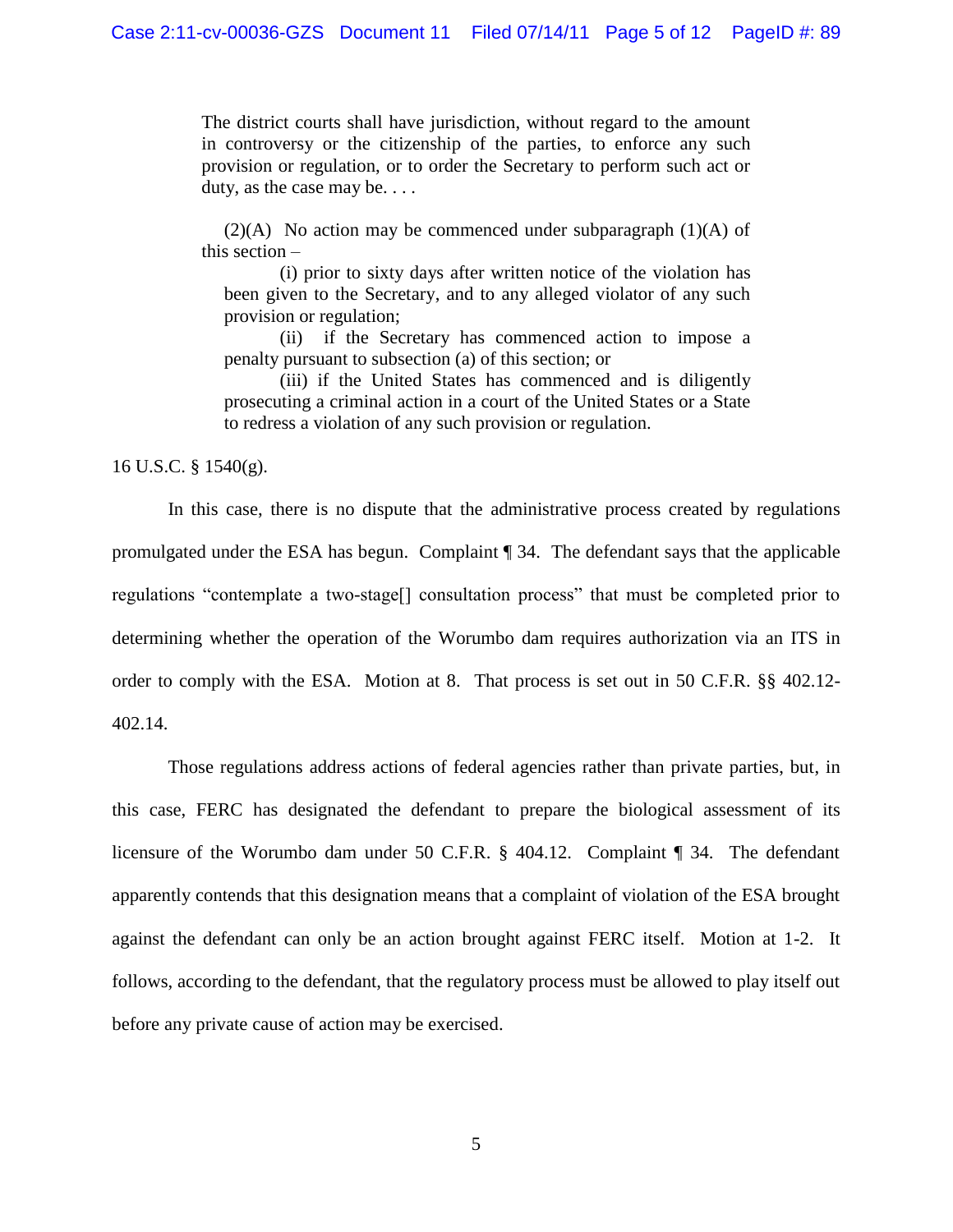> The district courts shall have jurisdiction, without regard to the amount in controversy or the citizenship of the parties, to enforce any such provision or regulation, or to order the Secretary to perform such act or duty, as the case may be. . . .
>
> (2)(A) No action may be commenced under subparagraph (1)(A) of this section –
>
> (i) prior to sixty days after written notice of the violation has been given to the Secretary, and to any alleged violator of any such provision or regulation;
>
> (ii) if the Secretary has commenced action to impose a penalty pursuant to subsection (a) of this section; or
>
> (iii) if the United States has commenced and is diligently prosecuting a criminal action in a court of the United States or a State to redress a violation of any such provision or regulation.

16 U.S.C. § 1540(g).

In this case, there is no dispute that the administrative process created by regulations promulgated under the ESA has begun. Complaint ¶ 34. The defendant says that the applicable regulations "contemplate a two-stage[] consultation process" that must be completed prior to determining whether the operation of the Worumbo dam requires authorization via an ITS in order to comply with the ESA. Motion at 8. That process is set out in 50 C.F.R. §§ 402.12-402.14.

Those regulations address actions of federal agencies rather than private parties, but, in this case, FERC has designated the defendant to prepare the biological assessment of its licensure of the Worumbo dam under 50 C.F.R. § 404.12. Complaint ¶ 34. The defendant apparently contends that this designation means that a complaint of violation of the ESA brought against the defendant can only be an action brought against FERC itself. Motion at 1-2. It follows, according to the defendant, that the regulatory process must be allowed to play itself out before any private cause of action may be exercised.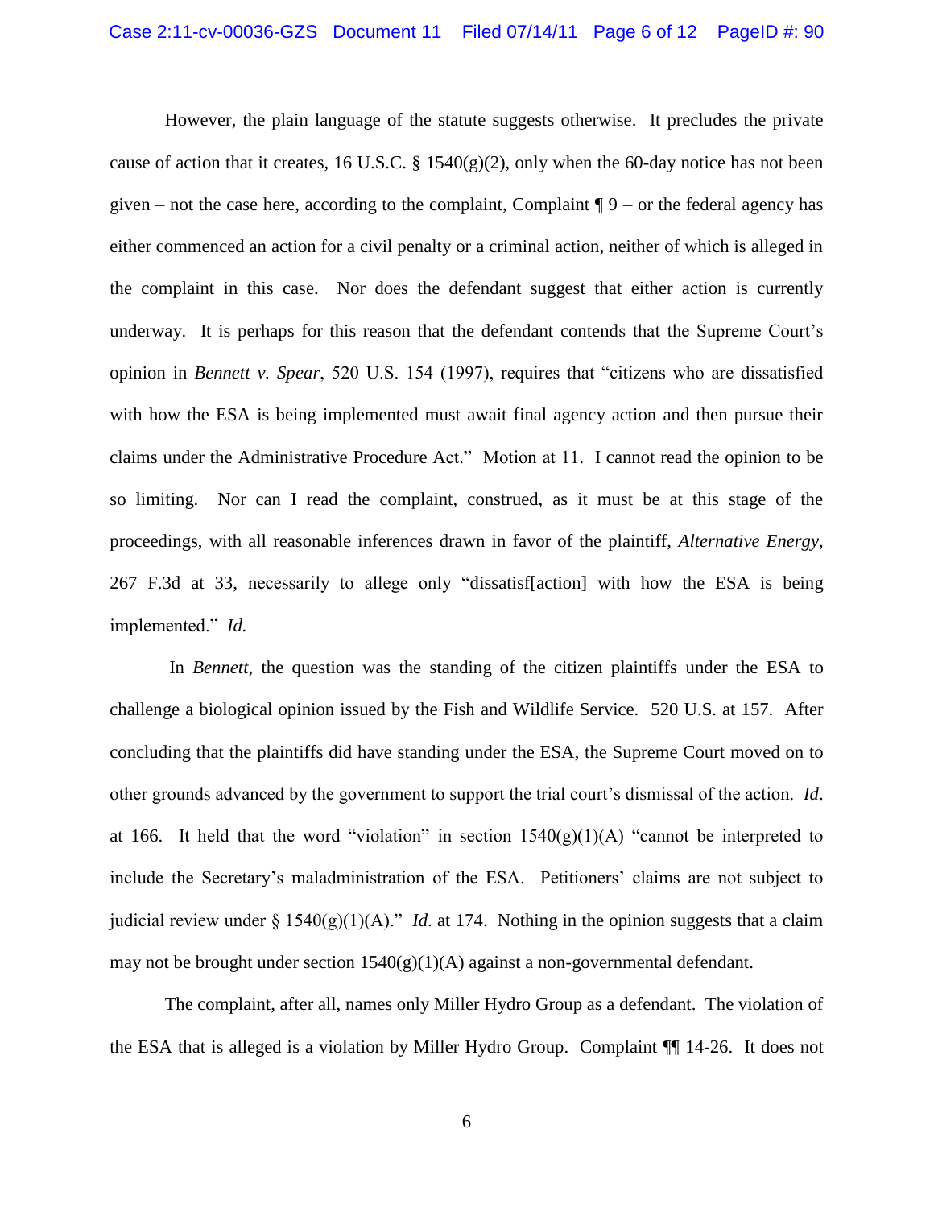However, the plain language of the statute suggests otherwise. It precludes the private cause of action that it creates, 16 U.S.C. § 1540(g)(2), only when the 60-day notice has not been given – not the case here, according to the complaint, Complaint ¶ 9 – or the federal agency has either commenced an action for a civil penalty or a criminal action, neither of which is alleged in the complaint in this case. Nor does the defendant suggest that either action is currently underway. It is perhaps for this reason that the defendant contends that the Supreme Court's opinion in *Bennett v. Spear*, 520 U.S. 154 (1997), requires that "citizens who are dissatisfied with how the ESA is being implemented must await final agency action and then pursue their claims under the Administrative Procedure Act." Motion at 11. I cannot read the opinion to be so limiting. Nor can I read the complaint, construed, as it must be at this stage of the proceedings, with all reasonable inferences drawn in favor of the plaintiff, *Alternative Energy*, 267 F.3d at 33, necessarily to allege only "dissatisf[action] with how the ESA is being implemented." *Id.*

In *Bennett*, the question was the standing of the citizen plaintiffs under the ESA to challenge a biological opinion issued by the Fish and Wildlife Service. 520 U.S. at 157. After concluding that the plaintiffs did have standing under the ESA, the Supreme Court moved on to other grounds advanced by the government to support the trial court's dismissal of the action. *Id*. at 166. It held that the word "violation" in section 1540(g)(1)(A) "cannot be interpreted to include the Secretary's maladministration of the ESA. Petitioners' claims are not subject to judicial review under § 1540(g)(1)(A)." *Id.* at 174. Nothing in the opinion suggests that a claim may not be brought under section 1540(g)(1)(A) against a non-governmental defendant.

The complaint, after all, names only Miller Hydro Group as a defendant. The violation of the ESA that is alleged is a violation by Miller Hydro Group. Complaint ¶¶ 14-26. It does not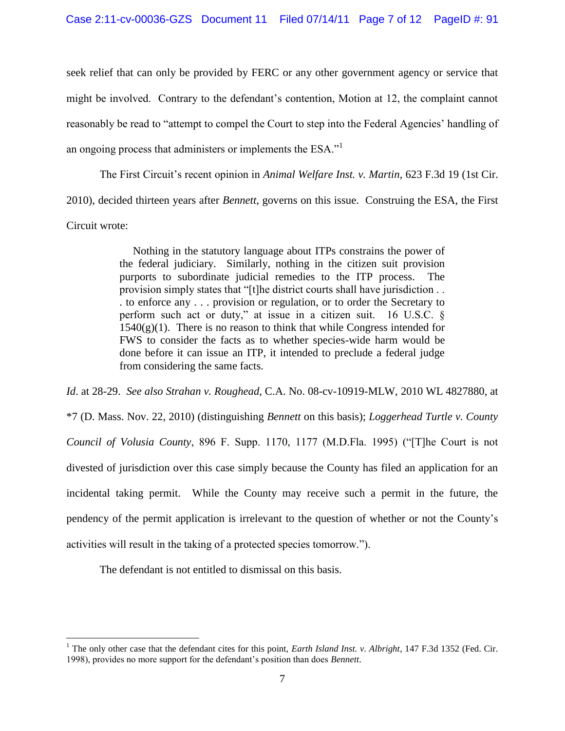seek relief that can only be provided by FERC or any other government agency or service that might be involved. Contrary to the defendant's contention, Motion at 12, the complaint cannot reasonably be read to "attempt to compel the Court to step into the Federal Agencies' handling of an ongoing process that administers or implements the ESA."[1]

The First Circuit's recent opinion in *Animal Welfare Inst. v. Martin*, 623 F.3d 19 (1st Cir. 2010), decided thirteen years after *Bennett*, governs on this issue. Construing the ESA, the First Circuit wrote:

> Nothing in the statutory language about ITPs constrains the power of the federal judiciary. Similarly, nothing in the citizen suit provision purports to subordinate judicial remedies to the ITP process. The provision simply states that "[t]he district courts shall have jurisdiction . . . to enforce any . . . provision or regulation, or to order the Secretary to perform such act or duty," at issue in a citizen suit. 16 U.S.C. § 1540(g)(1). There is no reason to think that while Congress intended for FWS to consider the facts as to whether species-wide harm would be done before it can issue an ITP, it intended to preclude a federal judge from considering the same facts.

*Id*. at 28-29. *See also Strahan v. Roughead*, C.A. No. 08-cv-10919-MLW, 2010 WL 4827880, at *7 (D. Mass. Nov. 22, 2010) (distinguishing *Bennett* on this basis); *Loggerhead Turtle v. County Council of Volusia County*, 896 F. Supp. 1170, 1177 (M.D.Fla. 1995) ("[T]he Court is not divested of jurisdiction over this case simply because the County has filed an application for an incidental taking permit. While the County may receive such a permit in the future, the pendency of the permit application is irrelevant to the question of whether or not the County's activities will result in the taking of a protected species tomorrow.").

The defendant is not entitled to dismissal on this basis.

---

[1] The only other case that the defendant cites for this point, *Earth Island Inst. v. Albright*, 147 F.3d 1352 (Fed. Cir. 1998), provides no more support for the defendant's position than does *Bennett*.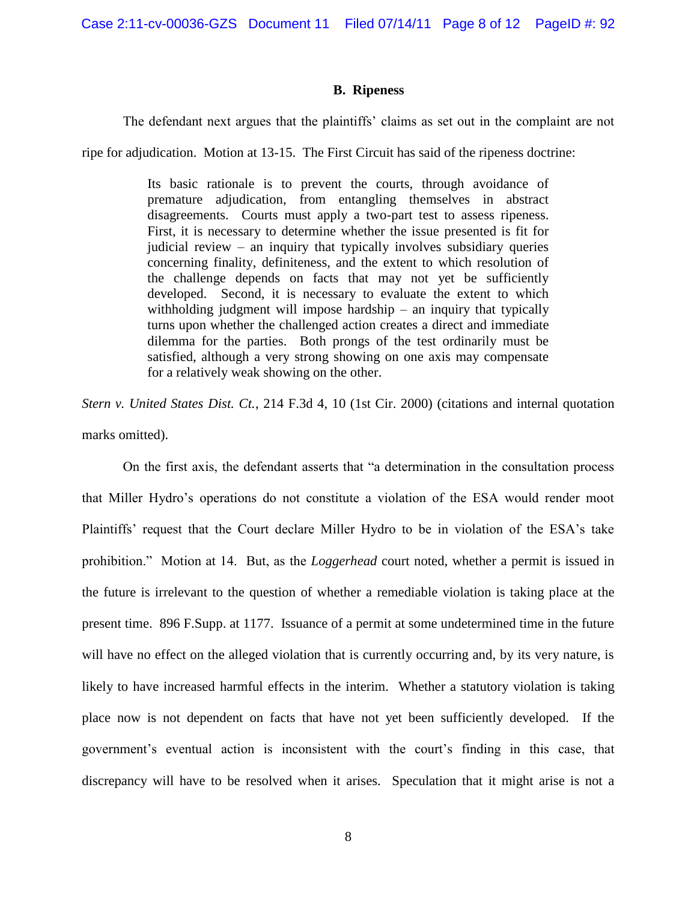### B. Ripeness

The defendant next argues that the plaintiffs' claims as set out in the complaint are not ripe for adjudication. Motion at 13-15. The First Circuit has said of the ripeness doctrine:

> Its basic rationale is to prevent the courts, through avoidance of premature adjudication, from entangling themselves in abstract disagreements. Courts must apply a two-part test to assess ripeness. First, it is necessary to determine whether the issue presented is fit for judicial review – an inquiry that typically involves subsidiary queries concerning finality, definiteness, and the extent to which resolution of the challenge depends on facts that may not yet be sufficiently developed. Second, it is necessary to evaluate the extent to which withholding judgment will impose hardship – an inquiry that typically turns upon whether the challenged action creates a direct and immediate dilemma for the parties. Both prongs of the test ordinarily must be satisfied, although a very strong showing on one axis may compensate for a relatively weak showing on the other.

*Stern v. United States Dist. Ct.*, 214 F.3d 4, 10 (1st Cir. 2000) (citations and internal quotation marks omitted).

On the first axis, the defendant asserts that "a determination in the consultation process that Miller Hydro's operations do not constitute a violation of the ESA would render moot Plaintiffs' request that the Court declare Miller Hydro to be in violation of the ESA's take prohibition." Motion at 14. But, as the *Loggerhead* court noted, whether a permit is issued in the future is irrelevant to the question of whether a remediable violation is taking place at the present time. 896 F.Supp. at 1177. Issuance of a permit at some undetermined time in the future will have no effect on the alleged violation that is currently occurring and, by its very nature, is likely to have increased harmful effects in the interim. Whether a statutory violation is taking place now is not dependent on facts that have not yet been sufficiently developed. If the government's eventual action is inconsistent with the court's finding in this case, that discrepancy will have to be resolved when it arises. Speculation that it might arise is not a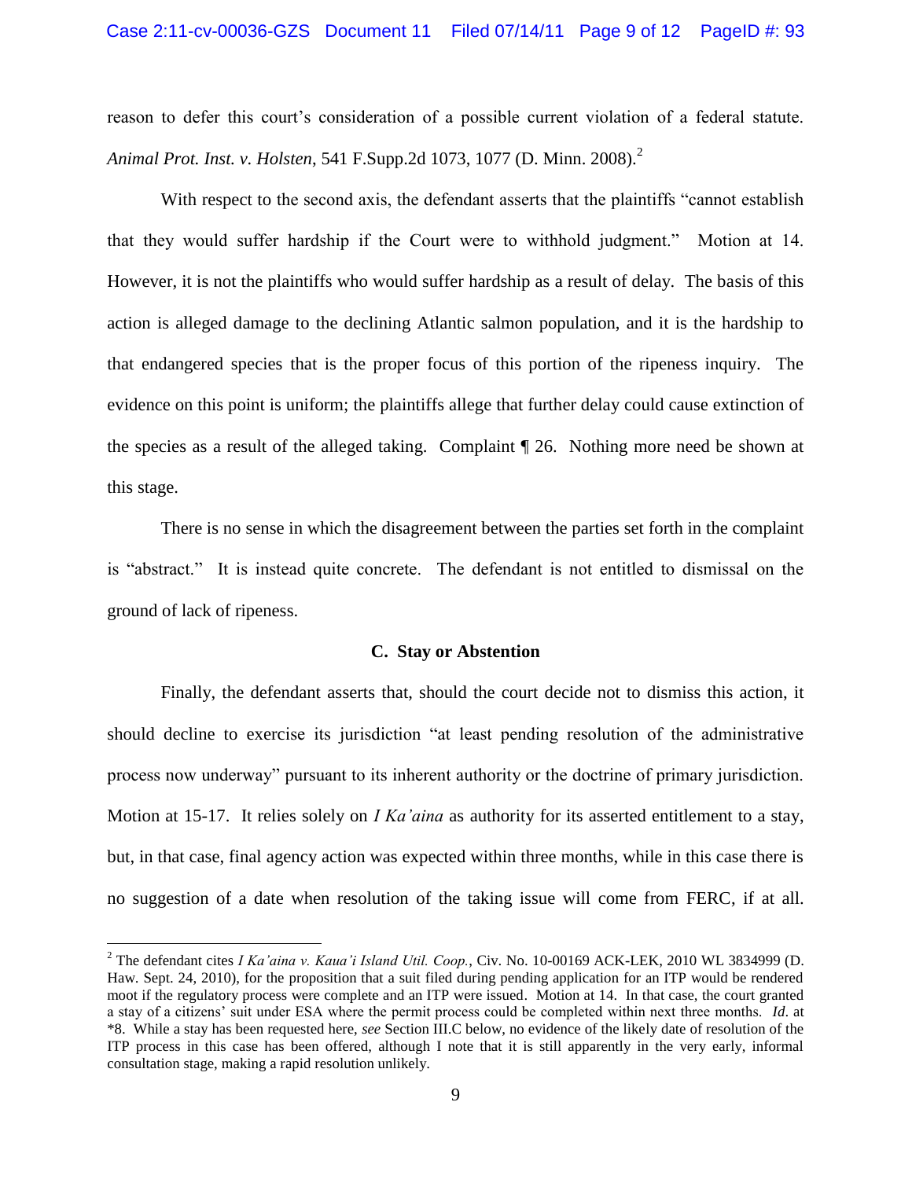reason to defer this court's consideration of a possible current violation of a federal statute. *Animal Prot. Inst. v. Holsten*, 541 F.Supp.2d 1073, 1077 (D. Minn. 2008).[2]

With respect to the second axis, the defendant asserts that the plaintiffs "cannot establish that they would suffer hardship if the Court were to withhold judgment." Motion at 14. However, it is not the plaintiffs who would suffer hardship as a result of delay. The basis of this action is alleged damage to the declining Atlantic salmon population, and it is the hardship to that endangered species that is the proper focus of this portion of the ripeness inquiry. The evidence on this point is uniform; the plaintiffs allege that further delay could cause extinction of the species as a result of the alleged taking. Complaint ¶ 26. Nothing more need be shown at this stage.

There is no sense in which the disagreement between the parties set forth in the complaint is "abstract." It is instead quite concrete. The defendant is not entitled to dismissal on the ground of lack of ripeness.

### C. Stay or Abstention

Finally, the defendant asserts that, should the court decide not to dismiss this action, it should decline to exercise its jurisdiction "at least pending resolution of the administrative process now underway" pursuant to its inherent authority or the doctrine of primary jurisdiction. Motion at 15-17. It relies solely on *I Ka'aina* as authority for its asserted entitlement to a stay, but, in that case, final agency action was expected within three months, while in this case there is no suggestion of a date when resolution of the taking issue will come from FERC, if at all.

---

[2] The defendant cites *I Ka'aina v. Kaua'i Island Util. Coop.*, Civ. No. 10-00169 ACK-LEK, 2010 WL 3834999 (D. Haw. Sept. 24, 2010), for the proposition that a suit filed during pending application for an ITP would be rendered moot if the regulatory process were complete and an ITP were issued. Motion at 14. In that case, the court granted a stay of a citizens' suit under ESA where the permit process could be completed within next three months. *Id.* at \*8. While a stay has been requested here, *see* Section III.C below, no evidence of the likely date of resolution of the ITP process in this case has been offered, although I note that it is still apparently in the very early, informal consultation stage, making a rapid resolution unlikely.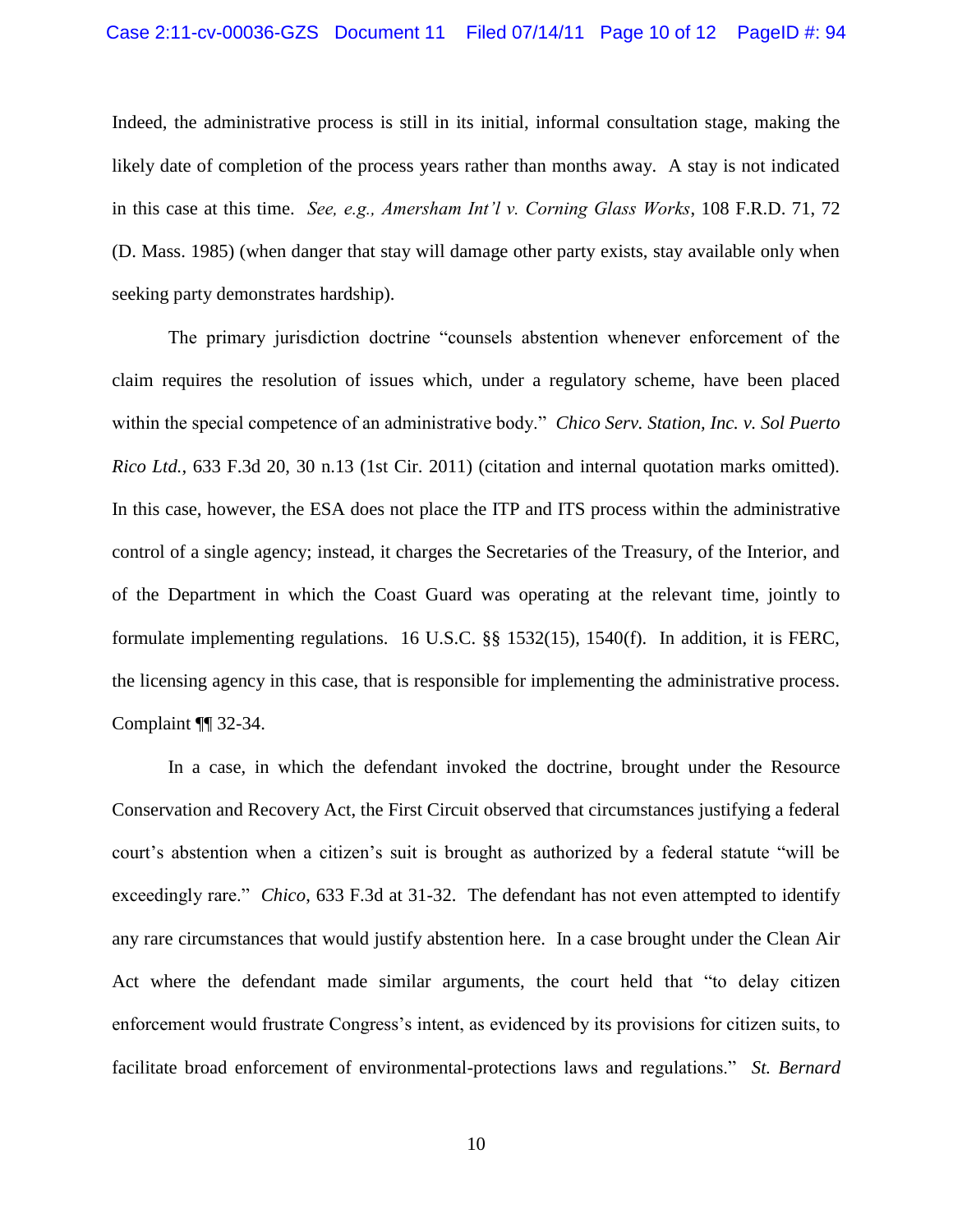Indeed, the administrative process is still in its initial, informal consultation stage, making the likely date of completion of the process years rather than months away. A stay is not indicated in this case at this time. *See, e.g., Amersham Int'l v. Corning Glass Works*, 108 F.R.D. 71, 72 (D. Mass. 1985) (when danger that stay will damage other party exists, stay available only when seeking party demonstrates hardship).

The primary jurisdiction doctrine "counsels abstention whenever enforcement of the claim requires the resolution of issues which, under a regulatory scheme, have been placed within the special competence of an administrative body." *Chico Serv. Station, Inc. v. Sol Puerto Rico Ltd.*, 633 F.3d 20, 30 n.13 (1st Cir. 2011) (citation and internal quotation marks omitted). In this case, however, the ESA does not place the ITP and ITS process within the administrative control of a single agency; instead, it charges the Secretaries of the Treasury, of the Interior, and of the Department in which the Coast Guard was operating at the relevant time, jointly to formulate implementing regulations. 16 U.S.C. §§ 1532(15), 1540(f). In addition, it is FERC, the licensing agency in this case, that is responsible for implementing the administrative process. Complaint ¶¶ 32-34.

In a case, in which the defendant invoked the doctrine, brought under the Resource Conservation and Recovery Act, the First Circuit observed that circumstances justifying a federal court's abstention when a citizen's suit is brought as authorized by a federal statute "will be exceedingly rare." *Chico,* 633 F.3d at 31-32. The defendant has not even attempted to identify any rare circumstances that would justify abstention here. In a case brought under the Clean Air Act where the defendant made similar arguments, the court held that "to delay citizen enforcement would frustrate Congress's intent, as evidenced by its provisions for citizen suits, to facilitate broad enforcement of environmental-protections laws and regulations." *St. Bernard*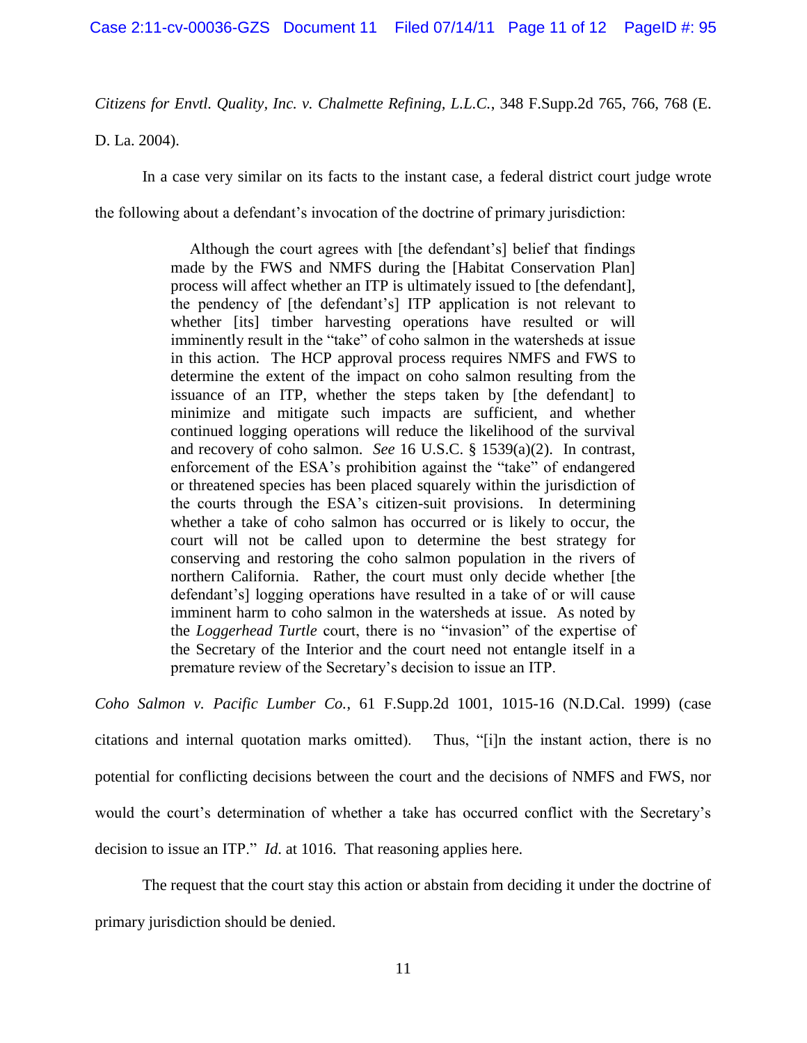*Citizens for Envtl. Quality, Inc. v. Chalmette Refining, L.L.C.*, 348 F.Supp.2d 765, 766, 768 (E. D. La. 2004).

In a case very similar on its facts to the instant case, a federal district court judge wrote the following about a defendant's invocation of the doctrine of primary jurisdiction:

> Although the court agrees with [the defendant's] belief that findings made by the FWS and NMFS during the [Habitat Conservation Plan] process will affect whether an ITP is ultimately issued to [the defendant], the pendency of [the defendant's] ITP application is not relevant to whether [its] timber harvesting operations have resulted or will imminently result in the "take" of coho salmon in the watersheds at issue in this action. The HCP approval process requires NMFS and FWS to determine the extent of the impact on coho salmon resulting from the issuance of an ITP, whether the steps taken by [the defendant] to minimize and mitigate such impacts are sufficient, and whether continued logging operations will reduce the likelihood of the survival and recovery of coho salmon. *See* 16 U.S.C. § 1539(a)(2). In contrast, enforcement of the ESA's prohibition against the "take" of endangered or threatened species has been placed squarely within the jurisdiction of the courts through the ESA's citizen-suit provisions. In determining whether a take of coho salmon has occurred or is likely to occur, the court will not be called upon to determine the best strategy for conserving and restoring the coho salmon population in the rivers of northern California. Rather, the court must only decide whether [the defendant's] logging operations have resulted in a take of or will cause imminent harm to coho salmon in the watersheds at issue. As noted by the *Loggerhead Turtle* court, there is no "invasion" of the expertise of the Secretary of the Interior and the court need not entangle itself in a premature review of the Secretary's decision to issue an ITP.

*Coho Salmon v. Pacific Lumber Co.*, 61 F.Supp.2d 1001, 1015-16 (N.D.Cal. 1999) (case citations and internal quotation marks omitted). Thus, "[i]n the instant action, there is no potential for conflicting decisions between the court and the decisions of NMFS and FWS, nor would the court's determination of whether a take has occurred conflict with the Secretary's decision to issue an ITP." *Id*. at 1016. That reasoning applies here.

The request that the court stay this action or abstain from deciding it under the doctrine of primary jurisdiction should be denied.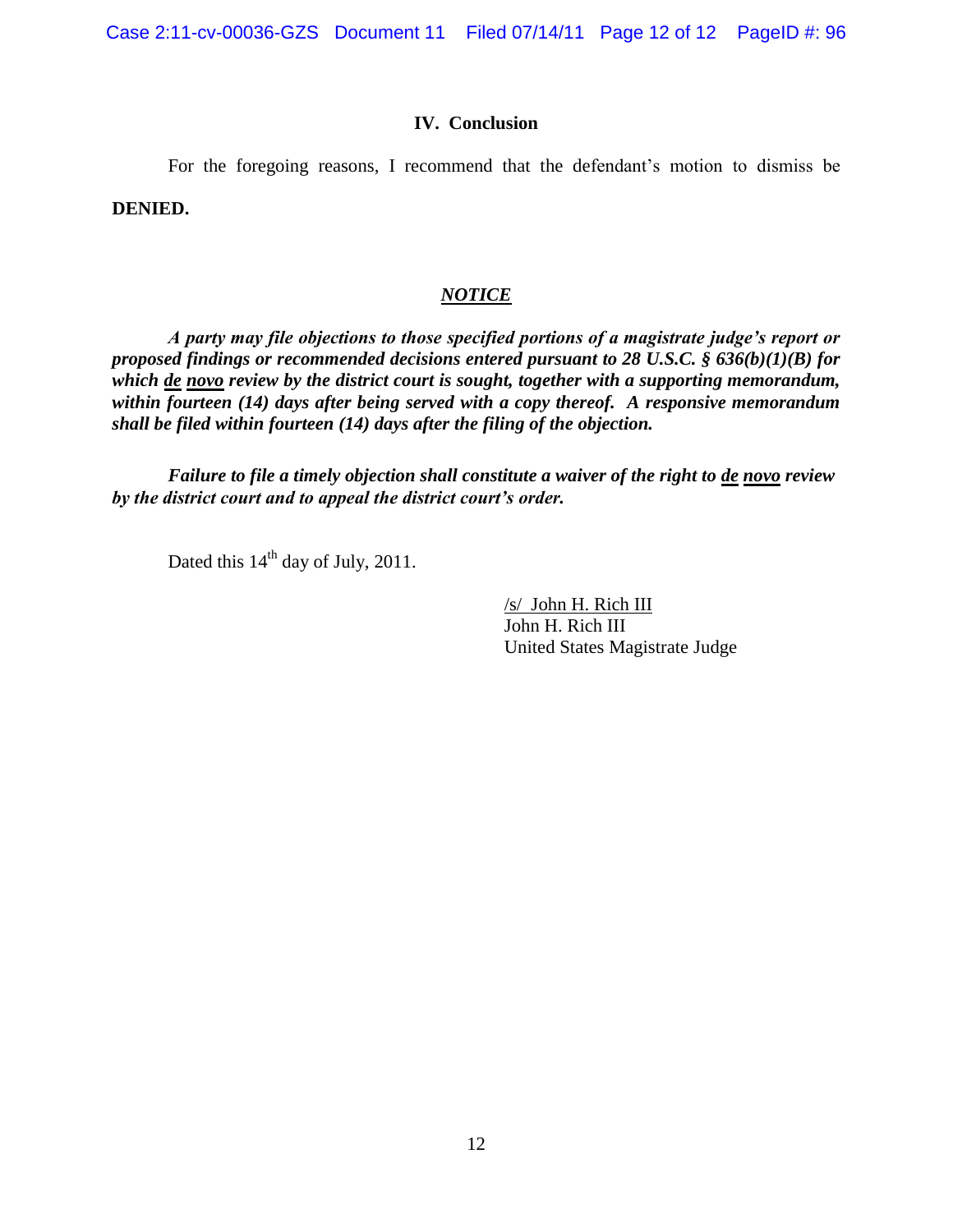## IV. Conclusion

For the foregoing reasons, I recommend that the defendant's motion to dismiss be **DENIED.**

***NOTICE***

***A party may file objections to those specified portions of a magistrate judge's report or proposed findings or recommended decisions entered pursuant to 28 U.S.C. § 636(b)(1)(B) for which de novo review by the district court is sought, together with a supporting memorandum, within fourteen (14) days after being served with a copy thereof. A responsive memorandum shall be filed within fourteen (14) days after the filing of the objection.***

***Failure to file a timely objection shall constitute a waiver of the right to de novo review by the district court and to appeal the district court's order.***

Dated this 14th day of July, 2011.

/s/ John H. Rich III
John H. Rich III
United States Magistrate Judge